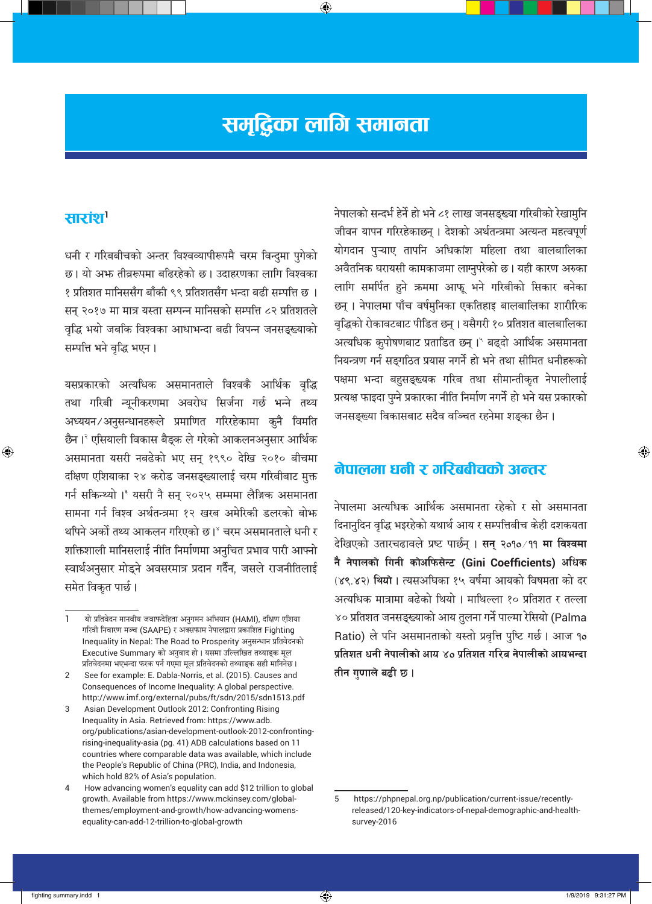# समृद्धिका लागि समानता

## सारांश[1]

धनी र गरिबबीचको अन्तर विश्वव्यापीरूपमै चरम विन्दुमा पुगेको छ। यो अझ तीव्ररूपमा बढिरहेको छ। उदाहरणका लागि विश्वका १ प्रतिशत मानिससँग बाँकी ९९ प्रतिशतसँग भन्दा बढी सम्पत्ति छ। सन् २०१७ मा मात्र यस्ता सम्पन्न मानिसको सम्पत्ति ८२ प्रतिशतले वृद्धि भयो जबकि विश्वका आधाभन्दा बढी विपन्न जनसङ्ख्याको सम्पत्ति भने वृद्धि भएन।

यसप्रकारको अत्यधिक असमानताले विश्वकै आर्थिक वृद्धि तथा गरिबी न्यूनीकरणमा अवरोध सिर्जना गर्छ भन्ने तथ्य अध्ययन/अनुसन्धानहरूले प्रमाणित गरिरहेकामा कुनै विमति छैन।[२] एसियाली विकास बैङ्क ले गरेको आकलनअनुसार आर्थिक असमानता यसरी नबढेको भए सन् १९९० देखि २०१० बीचमा दक्षिण एशियाका २४ करोड जनसङ्ख्यालाई चरम गरिबीबाट मुक्त गर्न सकिन्थ्यो।[३] यसरी नै सन् २०२५ सम्ममा लैङ्गिक असमानता सामना गर्न विश्व अर्थतन्त्रमा १२ खरब अमेरिकी डलरको बोझ थपिने अर्को तथ्य आकलन गरिएको छ।[४] चरम असमानताले धनी र शक्तिशाली मानिसलाई नीति निर्माणमा अनुचित प्रभाव पारी आफ्नो स्वार्थअनुसार मोड्ने अवसरमात्र प्रदान गर्दैन, जसले राजनीतिलाई समेत विकृत पार्छ।

नेपालको सन्दर्भ हेर्ने हो भने ८१ लाख जनसङ्ख्या गरिबीको रेखामुनि जीवन यापन गरिरहेकाछन्। देशको अर्थतन्त्रमा अत्यन्त महत्वपूर्ण योगदान पुऱ्याए तापनि अधिकांश महिला तथा बालबालिका अवैतनिक घरायसी कामकाजमा लाग्नुपरेको छ। यही कारण अरुका लागि समर्पित हुने क्रममा आफू भने गरिबीको सिकार बनेका छन्। नेपालमा पाँच वर्षमुनिका एकतिहाइ बालबालिका शारीरिक वृद्धिको रोकावटबाट पीडित छन्। यसैगरी १० प्रतिशत बालबालिका अत्यधिक कुपोषणबाट प्रताडित छन्।[५] बढ्दो आर्थिक असमानता नियन्त्रण गर्न सङ्गठित प्रयास नगर्ने हो भने तथा सीमित धनीहरूको पक्षमा भन्दा बहुसङ्ख्यक गरिब तथा सीमान्तीकृत नेपालीलाई प्रत्यक्ष फाइदा पुग्ने प्रकारका नीति निर्माण नगर्ने हो भने यस प्रकारको जनसङ्ख्या विकासबाट सदैव वञ्चित रहनेमा शङ्का छैन।

## नेपालमा धनी र गरिबबीचको अन्तर

नेपालमा अत्यधिक आर्थिक असमानता रहेको र सो असमानता दिनानुदिन वृद्धि भइरहेको यथार्थ आय र सम्पत्तिबीच केही दशकयता देखिएको उतारचढावले प्रष्ट पार्छन्। **सन् २०१०/११ मा विश्वमा नै नेपालको गिनी कोअफिसेन्ट (Gini Coefficients) अधिक** (४९.४२) **थियो**। त्यसअघिका १५ वर्षमा आयको विषमता को दर अत्यधिक मात्रामा बढेको थियो। माथिल्ला १० प्रतिशत र तल्ला ४० प्रतिशत जनसङ्ख्याको आय तुलना गर्ने पाल्मा रेसियो (Palma Ratio) ले पनि असमानताको यस्तो प्रवृत्ति पुष्टि गर्छ। आज **१० प्रतिशत धनी नेपालीको आय ४० प्रतिशत गरिब नेपालीको आयभन्दा तीन गुणाले बढी छ**।

---

1 यो प्रतिवेदन मानवीय जवाफदेहिता अनुगमन अभियान (HAMI), दक्षिण एशिया गरिबी निवारण मञ्च (SAAPE) र अक्सफाम नेपालद्वारा प्रकाशित Fighting Inequality in Nepal: The Road to Prosperity अनुसन्धान प्रतिवेदनको Executive Summary को अनुवाद हो। यसमा उल्लिखित तथ्याङ्क मूल प्रतिवेदनमा भएभन्दा फरक पर्न गएमा मूल प्रतिवेदनको तथ्याङ्क सही मानिनेछ।

2 See for example: E. Dabla-Norris, et al. (2015). Causes and Consequences of Income Inequality: A global perspective. http://www.imf.org/external/pubs/ft/sdn/2015/sdn1513.pdf

3 Asian Development Outlook 2012: Confronting Rising Inequality in Asia. Retrieved from: https://www.adb.org/publications/asian-development-outlook-2012-confronting-rising-inequality-asia (pg. 41) ADB calculations based on 11 countries where comparable data was available, which include the People's Republic of China (PRC), India, and Indonesia, which hold 82% of Asia's population.

4 How advancing women's equality can add $12 trillion to global growth. Available from https://www.mckinsey.com/global-themes/employment-and-growth/how-advancing-womens-equality-can-add-12-trillion-to-global-growth

5 https://phpnepal.org.np/publication/current-issue/recently-released/120-key-indicators-of-nepal-demographic-and-health-survey-2016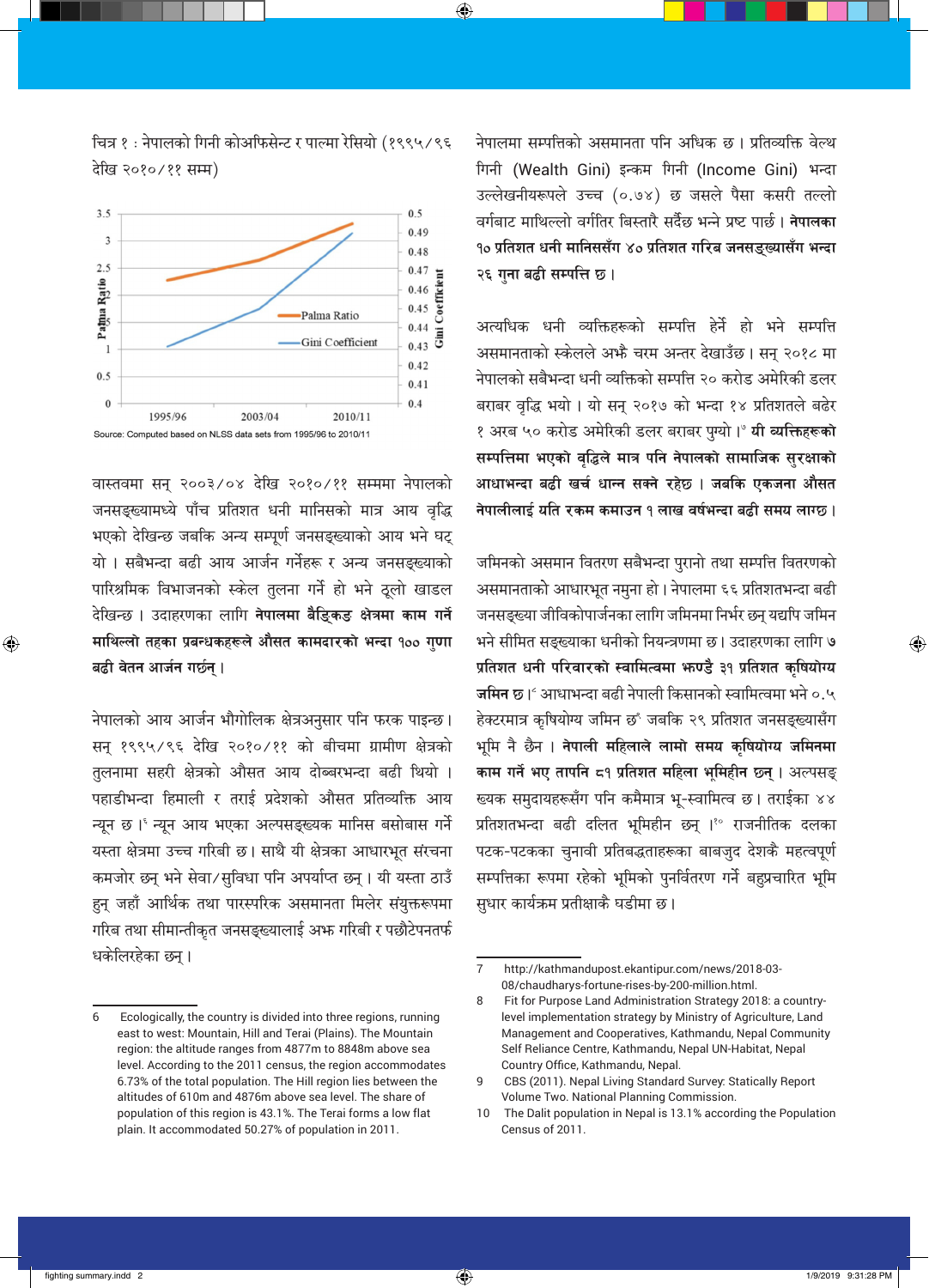चित्र १ : नेपालको गिनी कोअफिसेन्ट र पाल्मा रेसियो (१९९५/९६ देखि २०१०/११ सम्म)

Source: Computed based on NLSS data sets from 1995/96 to 2010/11

वास्तवमा सन् २००३/०४ देखि २०१०/११ सम्ममा नेपालको जनसङ्ख्यामध्ये पाँच प्रतिशत धनी मानिसको मात्र आय वृद्धि भएको देखिन्छ जबकि अन्य सम्पूर्ण जनसङ्ख्याको आय भने घट्यो । सबैभन्दा बढी आय आर्जन गर्नेहरू र अन्य जनसङ्ख्याको पारिश्रमिक विभाजनको स्केल तुलना गर्ने हो भने ठूलो खाडल देखिन्छ । उदाहरणका लागि **नेपालमा बैङ्किङ क्षेत्रमा काम गर्ने माथिल्लो तहका प्रबन्धकहरूले औसत कामदारको भन्दा १०० गुणा बढी वेतन आर्जन गर्छन् ।**

नेपालको आय आर्जन भौगोलिक क्षेत्रअनुसार पनि फरक पाइन्छ । सन् १९९५/९६ देखि २०१०/११ को बीचमा ग्रामीण क्षेत्रको तुलनामा सहरी क्षेत्रको औसत आय दोब्बरभन्दा बढी थियो । पहाडीभन्दा हिमाली र तराई प्रदेशको औसत प्रतिव्यक्ति आय न्यून छ ।[6] न्यून आय भएका अल्पसङ्ख्यक मानिस बसोबास गर्ने यस्ता क्षेत्रमा उच्च गरिबी छ। साथै यी क्षेत्रका आधारभूत संरचना कमजोर छन् भने सेवा/सुविधा पनि अपर्याप्त छन् । यी यस्ता ठाउँ हुन् जहाँ आर्थिक तथा पारस्परिक असमानता मिलेर संयुक्तरूपमा गरिब तथा सीमान्तीकृत जनसङ्ख्यालाई अझ गरिबी र पछौटेपनतर्फ धकेलिरहेका छन् ।

नेपालमा सम्पत्तिको असमानता पनि अधिक छ । प्रतिव्यक्ति वेल्थ गिनी (Wealth Gini) इन्कम गिनी (Income Gini) भन्दा उल्लेखनीयरूपले उच्च (०.७४) छ जसले पैसा कसरी तल्लो वर्गबाट माथिल्लो वर्गतिर बिस्तारै सर्दैछ भन्ने प्रष्ट पार्छ । **नेपालका १० प्रतिशत धनी मानिससँग ४० प्रतिशत गरिब जनसङ्ख्यासँग भन्दा २६ गुना बढी सम्पत्ति छ ।**

अत्यधिक धनी व्यक्तिहरूको सम्पत्ति हेर्ने हो भने सम्पत्ति असमानताको स्केलले अझै चरम अन्तर देखाउँछ । सन् २०१८ मा नेपालको सबैभन्दा धनी व्यक्तिको सम्पत्ति २० करोड अमेरिकी डलर बराबर वृद्धि भयो । यो सन् २०१७ को भन्दा १४ प्रतिशतले बढेर १ अरब ५० करोड अमेरिकी डलर बराबर पुग्यो ।[7] **यी व्यक्तिहरूको सम्पत्तिमा भएको वृद्धिले मात्र पनि नेपालको सामाजिक सुरक्षाको आधाभन्दा बढी खर्च धान्न सक्ने रहेछ । जबकि एकजना औसत नेपालीलाई यति रकम कमाउन १ लाख वर्षभन्दा बढी समय लाग्छ ।**

जमिनको असमान वितरण सबैभन्दा पुरानो तथा सम्पत्ति वितरणको असमानताको आधारभूत नमुना हो । नेपालमा ६६ प्रतिशतभन्दा बढी जनसङ्ख्या जीविकोपार्जनका लागि जमिनमा निर्भर छन् यद्यपि जमिन भने सीमित सङ्ख्याका धनीको नियन्त्रणमा छ । उदाहरणका लागि **७ प्रतिशत धनी परिवारको स्वामित्वमा झण्डै ३१ प्रतिशत कृषियोग्य जमिन छ ।**[8] आधाभन्दा बढी नेपाली किसानको स्वामित्वमा भने ०.५ हेक्टरमात्र कृषियोग्य जमिन छ[9] जबकि २९ प्रतिशत जनसङ्ख्यासँग भूमि नै छैन । **नेपाली महिलाले लामो समय कृषियोग्य जमिनमा काम गर्ने भए तापनि ८१ प्रतिशत महिला भूमिहीन छन् ।** अल्पसङ्ख्यक समुदायहरूसँग पनि कमैमात्र भू-स्वामित्व छ । तराईका ४४ प्रतिशतभन्दा बढी दलित भूमिहीन छन् ।[10] राजनीतिक दलका पटक-पटकका चुनावी प्रतिबद्धताहरूका बाबजुद देशकै महत्वपूर्ण सम्पत्तिका रूपमा रहेको भूमिको पुनर्वितरण गर्ने बहुप्रचारित भूमि सुधार कार्यक्रम प्रतीक्षाकै घडीमा छ ।

---

6 Ecologically, the country is divided into three regions, running east to west: Mountain, Hill and Terai (Plains). The Mountain region: the altitude ranges from 4877m to 8848m above sea level. According to the 2011 census, the region accommodates 6.73% of the total population. The Hill region lies between the altitudes of 610m and 4876m above sea level. The share of population of this region is 43.1%. The Terai forms a low flat plain. It accommodated 50.27% of population in 2011.

7 http://kathmandupost.ekantipur.com/news/2018-03-08/chaudharys-fortune-rises-by-200-million.html.

8 Fit for Purpose Land Administration Strategy 2018: a country-level implementation strategy by Ministry of Agriculture, Land Management and Cooperatives, Kathmandu, Nepal Community Self Reliance Centre, Kathmandu, Nepal UN-Habitat, Nepal Country Office, Kathmandu, Nepal.

9 CBS (2011). Nepal Living Standard Survey: Statically Report Volume Two. National Planning Commission.

10 The Dalit population in Nepal is 13.1% according the Population Census of 2011.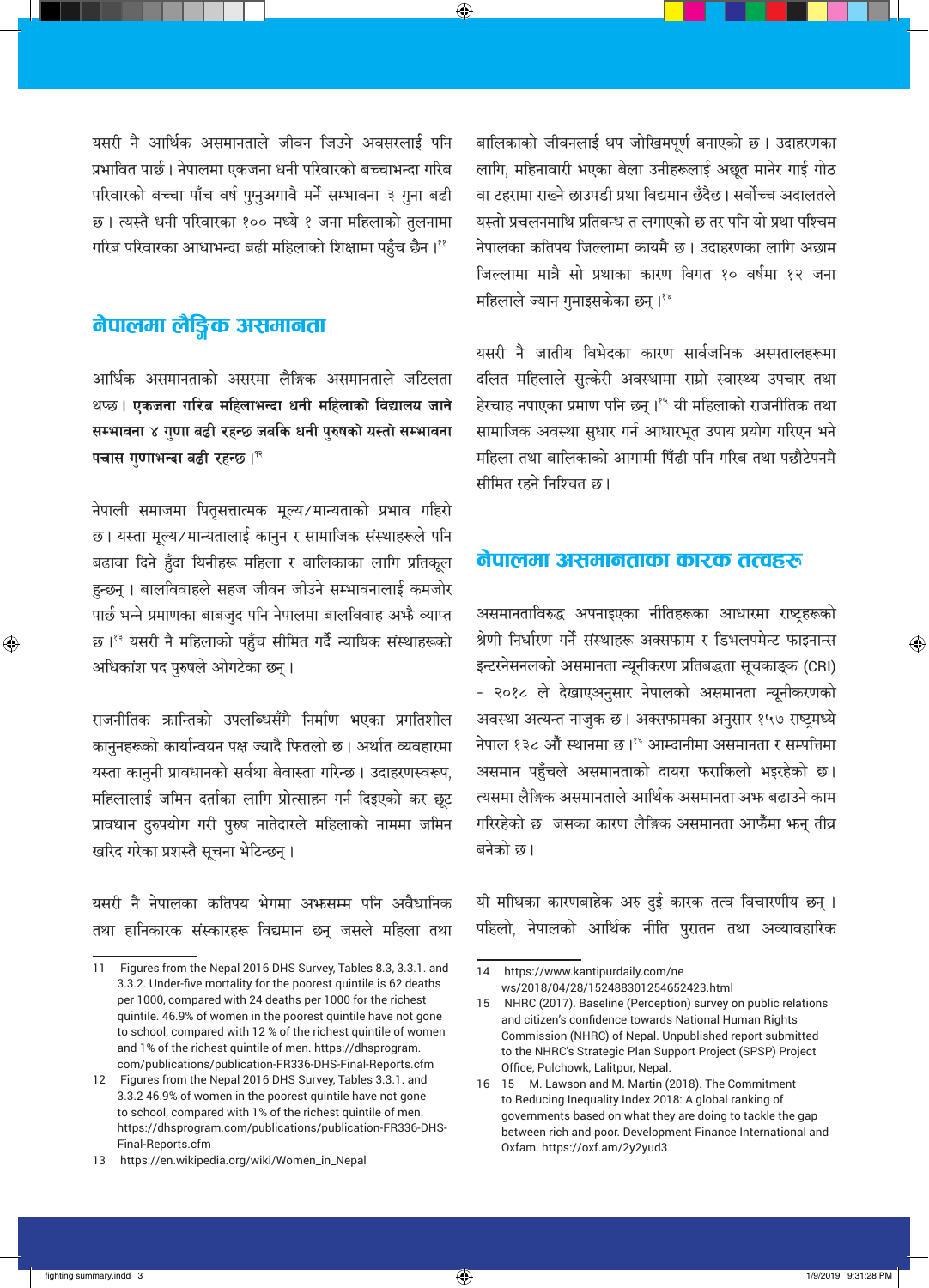यसरी नै आर्थिक असमानताले जीवन जिउने अवसरलाई पनि प्रभावित पार्छ। नेपालमा एकजना धनी परिवारको बच्चाभन्दा गरिब परिवारको बच्चा पाँच वर्ष पुग्नुअगावै मर्ने सम्भावना ३ गुना बढी छ। त्यस्तै धनी परिवारका १०० मध्ये १ जना महिलाको तुलनामा गरिब परिवारका आधाभन्दा बढी महिलाको शिक्षामा पहुँच छैन।[११]

## नेपालमा लैङ्गिक असमानता

आर्थिक असमानताको असरमा लैङ्गिक असमानताले जटिलता थप्छ। **एकजना गरिब महिलाभन्दा धनी महिलाको विद्यालय जाने सम्भावना ४ गुणा बढी रहन्छ जबकि धनी पुरुषको यस्तो सम्भावना पचास गुणाभन्दा बढी रहन्छ।**[१२]

नेपाली समाजमा पितृसत्तात्मक मूल्य/मान्यताको प्रभाव गहिरो छ। यस्ता मूल्य/मान्यतालाई कानुन र सामाजिक संस्थाहरूले पनि बढावा दिने हुँदा यिनीहरू महिला र बालिकाका लागि प्रतिकूल हुन्छन्। बालविवाहले सहज जीवन जीउने सम्भावनालाई कमजोर पार्छ भन्ने प्रमाणका बाबजुद पनि नेपालमा बालविवाह अझै व्याप्त छ।[१३] यसरी नै महिलाको पहुँच सीमित गर्दै न्यायिक संस्थाहरूको अधिकांश पद पुरुषले ओगटेका छन्।

राजनीतिक क्रान्तिको उपलब्धिसँगै निर्माण भएका प्रगतिशील कानुनहरूको कार्यान्वयन पक्ष ज्यादै फितलो छ। अर्थात व्यवहारमा यस्ता कानुनी प्रावधानको सर्वथा बेवास्ता गरिन्छ। उदाहरणस्वरूप, महिलालाई जमिन दर्ताका लागि प्रोत्साहन गर्न दिइएको कर छूट प्रावधान दुरुपयोग गरी पुरुष नातेदारले महिलाको नाममा जमिन खरिद गरेका प्रशस्तै सूचना भेटिन्छन्।

यसरी नै नेपालका कतिपय भेगमा अझसम्म पनि अवैधानिक तथा हानिकारक संस्कारहरू विद्यमान छन् जसले महिला तथा बालिकाको जीवनलाई थप जोखिमपूर्ण बनाएको छ। उदाहरणका लागि, महिनावारी भएका बेला उनीहरूलाई अछूत मानेर गाई गोठ वा टहरामा राख्ने छाउपडी प्रथा विद्यमान छँदैछ। सर्वोच्च अदालतले यस्तो प्रचलनमाथि प्रतिबन्ध त लगाएको छ तर पनि यो प्रथा पश्चिम नेपालका कतिपय जिल्लामा कायमै छ। उदाहरणका लागि अछाम जिल्लामा मात्रै सो प्रथाका कारण विगत १० वर्षमा १२ जना महिलाले ज्यान गुमाइसकेका छन्।[१४]

यसरी नै जातीय विभेदका कारण सार्वजनिक अस्पतालहरूमा दलित महिलाले सुत्केरी अवस्थामा राम्रो स्वास्थ्य उपचार तथा हेरचाह नपाएका प्रमाण पनि छन्।[१५] यी महिलाको राजनीतिक तथा सामाजिक अवस्था सुधार गर्न आधारभूत उपाय प्रयोग गरिएन भने महिला तथा बालिकाको आगामी पिँढी पनि गरिब तथा पछौटेपनमै सीमित रहने निश्चित छ।

## नेपालमा असमानताका कारक तत्वहरू

असमानताविरुद्ध अपनाइएका नीतिहरूका आधारमा राष्ट्रहरूको श्रेणी निर्धारण गर्ने संस्थाहरू अक्सफाम र डिभलपमेन्ट फाइनान्स इन्टरनेसनलको असमानता न्यूनीकरण प्रतिबद्धता सूचकाङ्क (CRI) - २०१८ ले देखाएअनुसार नेपालको असमानता न्यूनीकरणको अवस्था अत्यन्त नाजुक छ। अक्सफामका अनुसार १५७ राष्ट्रमध्ये नेपाल १३८ औँ स्थानमा छ।[१६] आम्दानीमा असमानता र सम्पत्तिमा असमान पहुँचले असमानताको दायरा फराकिलो भइरहेको छ। त्यसमा लैङ्गिक असमानताले आर्थिक असमानता अझ बढाउने काम गरिरहेको छ जसका कारण लैङ्गिक असमानता आफैँमा झन् तीव्र बनेको छ।

यी माथिका कारणबाहेक अरु दुई कारक तत्व विचारणीय छन्। पहिलो, नेपालको आर्थिक नीति पुरातन तथा अव्यावहारिक

---

11 Figures from the Nepal 2016 DHS Survey, Tables 8.3, 3.3.1. and 3.3.2. Under-five mortality for the poorest quintile is 62 deaths per 1000, compared with 24 deaths per 1000 for the richest quintile. 46.9% of women in the poorest quintile have not gone to school, compared with 12 % of the richest quintile of women and 1% of the richest quintile of men. https://dhsprogram.com/publications/publication-FR336-DHS-Final-Reports.cfm

12 Figures from the Nepal 2016 DHS Survey, Tables 3.3.1. and 3.3.2 46.9% of women in the poorest quintile have not gone to school, compared with 1% of the richest quintile of men. https://dhsprogram.com/publications/publication-FR336-DHS-Final-Reports.cfm

13 https://en.wikipedia.org/wiki/Women_in_Nepal

14 https://www.kantipurdaily.com/news/2018/04/28/152488301254652423.html

15 NHRC (2017). Baseline (Perception) survey on public relations and citizen's confidence towards National Human Rights Commission (NHRC) of Nepal. Unpublished report submitted to the NHRC's Strategic Plan Support Project (SPSP) Project Office, Pulchowk, Lalitpur, Nepal.

16 15 M. Lawson and M. Martin (2018). The Commitment to Reducing Inequality Index 2018: A global ranking of governments based on what they are doing to tackle the gap between rich and poor. Development Finance International and Oxfam. https://oxf.am/2y2yud3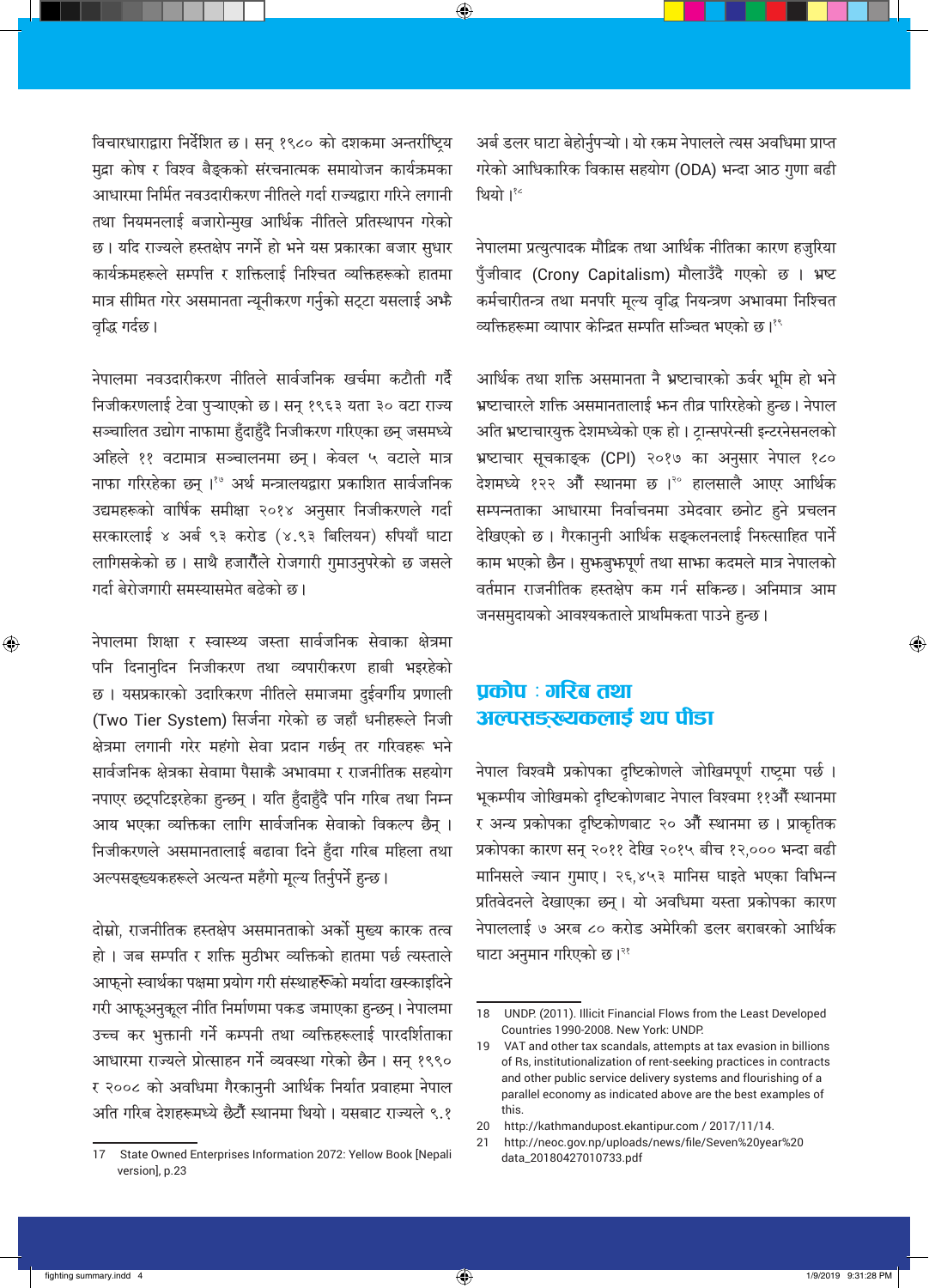विचारधाराद्वारा निर्देशित छ। सन् १९८० को दशकमा अन्तर्राष्ट्रिय मुद्रा कोष र विश्व बैङ्कको संरचनात्मक समायोजन कार्यक्रमका आधारमा निर्मित नवउदारीकरण नीतिले गर्दा राज्यद्वारा गरिने लगानी तथा नियमनलाई बजारोन्मुख आर्थिक नीतिले प्रतिस्थापन गरेको छ। यदि राज्यले हस्तक्षेप नगर्ने हो भने यस प्रकारका बजार सुधार कार्यक्रमहरूले सम्पत्ति र शक्तिलाई निश्चित व्यक्तिहरूको हातमा मात्र सीमित गरेर असमानता न्यूनीकरण गर्नुको सट्टा यसलाई अझै वृद्धि गर्दछ।

नेपालमा नवउदारीकरण नीतिले सार्वजनिक खर्चमा कटौती गर्दै निजीकरणलाई टेवा पुऱ्याएको छ। सन् १९६३ यता ३० वटा राज्य सञ्चालित उद्योग नाफामा हुँदाहुँदै निजीकरण गरिएका छन् जसमध्ये अहिले ११ वटामात्र सञ्चालनमा छन्। केवल ५ वटाले मात्र नाफा गरिरहेका छन्।[१७] अर्थ मन्त्रालयद्वारा प्रकाशित सार्वजनिक उद्यमहरूको वार्षिक समीक्षा २०१४ अनुसार निजीकरणले गर्दा सरकारलाई ४ अर्ब ९३ करोड (४.९३ बिलियन) रुपियाँ घाटा लागिसकेको छ। साथै हजारौँले रोजगारी गुमाउनुपरेको छ जसले गर्दा बेरोजगारी समस्यासमेत बढेको छ।

नेपालमा शिक्षा र स्वास्थ्य जस्ता सार्वजनिक सेवाका क्षेत्रमा पनि दिनानुदिन निजीकरण तथा व्यापारीकरण हाबी भइरहेको छ। यसप्रकारको उदारिकरण नीतिले समाजमा दुईवर्गीय प्रणाली (Two Tier System) सिर्जना गरेको छ जहाँ धनीहरूले निजी क्षेत्रमा लगानी गरेर महंगो सेवा प्रदान गर्छन् तर गरिबहरू भने सार्वजनिक क्षेत्रका सेवामा पैसाकै अभावमा र राजनीतिक सहयोग नपाएर छट्पटिइरहेका हुन्छन्। यति हुँदाहुँदै पनि गरिब तथा निम्न आय भएका व्यक्तिका लागि सार्वजनिक सेवाको विकल्प छैन्। निजीकरणले असमानतालाई बढावा दिने हुँदा गरिब महिला तथा अल्पसङ्ख्यकहरूले अत्यन्त महँगो मूल्य तिर्नुपर्ने हुन्छ।

दोस्रो, राजनीतिक हस्तक्षेप असमानताको अर्को मुख्य कारक तत्व हो। जब सम्पति र शक्ति मुठीभर व्यक्तिको हातमा पर्छ त्यस्ताले आफ्नो स्वार्थका पक्षमा प्रयोग गरी संस्थाहरूको मर्यादा खस्काइदिने गरी आफूअनुकूल नीति निर्माणमा पकड जमाएका हुन्छन्। नेपालमा उच्च कर भुक्तानी गर्ने कम्पनी तथा व्यक्तिहरूलाई पारदर्शिताका आधारमा राज्यले प्रोत्साहन गर्ने व्यवस्था गरेको छैन। सन् १९९० र २००८ को अवधिमा गैरकानुनी आर्थिक निर्यात प्रवाहमा नेपाल अति गरिब देशहरूमध्ये छैटौं स्थानमा थियो। यसबाट राज्यले ९.१ अर्ब डलर घाटा बेहोर्नुपऱ्यो। यो रकम नेपालले त्यस अवधिमा प्राप्त गरेको आधिकारिक विकास सहयोग (ODA) भन्दा आठ गुणा बढी थियो।[१८]

नेपालमा प्रत्युत्पादक मौद्रिक तथा आर्थिक नीतिका कारण हजुरिया पुँजीवाद (Crony Capitalism) मौलाउँदै गएको छ। भ्रष्ट कर्मचारीतन्त्र तथा मनपरि मूल्य वृद्धि नियन्त्रण अभावमा निश्चित व्यक्तिहरूमा व्यापार केन्द्रित सम्पति सञ्चित भएको छ।[१९]

आर्थिक तथा शक्ति असमानता नै भ्रष्टाचारको ऊर्वर भूमि हो भने भ्रष्टाचारले शक्ति असमानतालाई झन तीव्र पारिरहेको हुन्छ। नेपाल अति भ्रष्टाचारयुक्त देशमध्येको एक हो। ट्रान्सपरेन्सी इन्टरनेसनलको भ्रष्टाचार सूचकाङ्क (CPI) २०१७ का अनुसार नेपाल १८० देशमध्ये १२२ औं स्थानमा छ।[२०] हालसालै आएर आर्थिक सम्पन्नताका आधारमा निर्वाचनमा उमेदवार छनोट हुने प्रचलन देखिएको छ। गैरकानुनी आर्थिक सङ्कलनलाई निरुत्साहित पार्ने काम भएको छैन। सुझबुझपूर्ण तथा साझा कदमले मात्र नेपालको वर्तमान राजनीतिक हस्तक्षेप कम गर्न सकिन्छ। अनिमात्र आम जनसमुदायको आवश्यकताले प्राथमिकता पाउने हुन्छ।

## प्रकोप : गरिब तथा अल्पसङ्ख्यकलाई थप पीडा

नेपाल विश्वमै प्रकोपका दृष्टिकोणले जोखिमपूर्ण राष्ट्रमा पर्छ। भूकम्पीय जोखिमको दृष्टिकोणबाट नेपाल विश्वमा ११औं स्थानमा र अन्य प्रकोपका दृष्टिकोणबाट २० औं स्थानमा छ। प्राकृतिक प्रकोपका कारण सन् २०११ देखि २०१५ बीच १२,००० भन्दा बढी मानिसले ज्यान गुमाए। २६,४५३ मानिस घाइते भएका विभिन्न प्रतिवेदनले देखाएका छन्। यो अवधिमा यस्ता प्रकोपका कारण नेपाललाई ७ अरब ८० करोड अमेरिकी डलर बराबरको आर्थिक घाटा अनुमान गरिएको छ।[२१]

---

17 State Owned Enterprises Information 2072: Yellow Book [Nepali version], p.23

18 UNDP. (2011). Illicit Financial Flows from the Least Developed Countries 1990-2008. New York: UNDP.

19 VAT and other tax scandals, attempts at tax evasion in billions of Rs, institutionalization of rent-seeking practices in contracts and other public service delivery systems and flourishing of a parallel economy as indicated above are the best examples of this.

20 http://kathmandupost.ekantipur.com / 2017/11/14.

21 http://neoc.gov.np/uploads/news/file/Seven%20year%20 data_20180427010733.pdf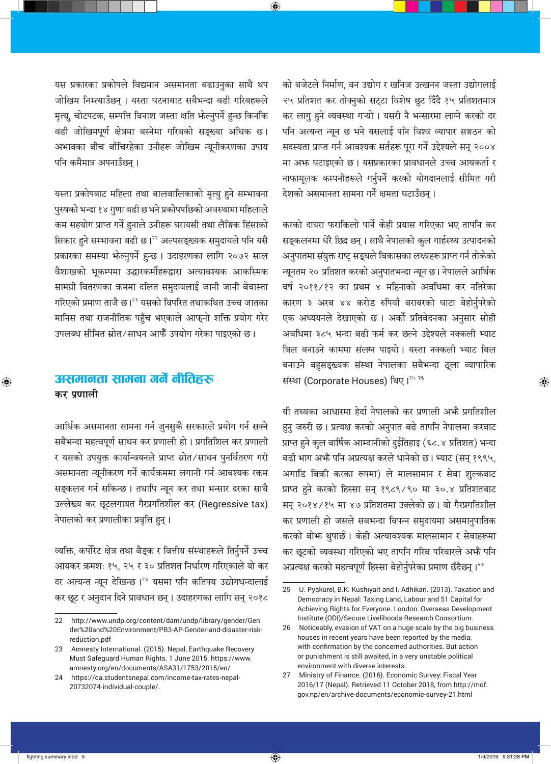यस प्रकारका प्रकोपले विद्यमान असमानता बढाउनुका साथै थप जोखिम निम्त्याउँछन् । यस्ता घटनाबाट सबैभन्दा बढी गरिबहरूले मृत्यु, चोटपटक, सम्पत्ति विनाश जस्ता क्षति भेल्नुपर्ने हुन्छ किनकि बढी जोखिमपूर्ण क्षेत्रमा बस्नेमा गरिबको सङ्ख्या अधिक छ । अभावका बीच बाँचिरहेका उनीहरू जोखिम न्यूनीकरणका उपाय पनि कमैमात्र अपनाउँछन् ।

यस्ता प्रकोपबाट महिला तथा बालबालिकाको मृत्यु हुने सम्भावना पुरुषको भन्दा १४ गुणा बढी छ भने प्रकोपपछिको अवस्थामा महिलाले कम सहयोग प्राप्त गर्ने हुनाले उनीहरू घरायसी तथा लैङ्गिक हिंसाको सिकार हुने सम्भावना बढी छ ।[22] अल्पसङ्ख्यक समुदायले पनि यसै प्रकारका समस्या भेल्नुपर्ने हुन्छ । उदाहरणका लागि २०७२ साल वैशाखको भूकम्पमा उद्धारकर्मीहरूद्वारा अत्यावश्यक आकस्मिक सामग्री वितरणका क्रममा दलित समुदायलाई जानी जानी बेवास्ता गरिएको प्रमाण ताजै छ ।[23] यसको विपरित तथाकथित उच्च जातका मानिस तथा राजनीतिक पहुँच भएकाले आफ्नो शक्ति प्रयोग गरेर उपलब्ध सीमित स्रोत/साधन आफैं उपयोग गरेका पाइएको छ ।

## असमानता सामना गर्ने नीतिहरु

### कर प्रणाली

आर्थिक असमानता सामना गर्न जुनसुकै सरकारले प्रयोग गर्न सक्ने सबैभन्दा महत्वपूर्ण साधन कर प्रणाली हो । प्रगतिशिल कर प्रणाली र यसको उपयुक्त कार्यान्वयनले प्राप्त स्रोत/साधन पुनर्वितरण गरी असमानता न्यूनीकरण गर्ने कार्यक्रममा लगानी गर्न आवश्यक रकम सङ्कलन गर्न सकिन्छ । तथापि न्यून कर तथा भन्सार दरका साथै उल्लेख्य कर छूटलगायत गैरप्रगतिशील कर (Regressive tax) नेपालको कर प्रणालीका प्रवृत्ति हुन् ।

व्यक्ति, कर्पोरेट क्षेत्र तथा बैङ्क र वित्तीय संस्थाहरूले तिर्नुपर्ने उच्च आयकर क्रमशः १५, २५ र ३० प्रतिशत निर्धारण गरिएकाले यो कर दर अत्यन्त न्यून देखिन्छ ।[24] यसमा पनि कतिपय उद्योगधन्दालाई कर छूट र अनुदान दिने प्रावधान छन् । उदाहरणका लागि सन् २०१८ को बजेटले निर्माण, वन उद्योग र खनिज उत्खनन जस्ता उद्योगलाई २५ प्रतिशत कर तोक्नुको सट्टा विशेष छुट दिँदै १५ प्रतिशतमात्र कर लागु हुने व्यवस्था गर्‍यो । यसरी नै भन्सारमा लाग्ने करको दर पनि अत्यन्त न्यून छ भने यसलाई पनि विश्व व्यापार सङ्गठन को सदस्यता प्राप्त गर्न आवश्यक सर्तहरू पूरा गर्ने उद्देश्यले सन् २००४ मा अफ घटाइएको छ । यसप्रकारका प्रावधानले उच्च आयकर्ता र नाफामूलक कम्पनीहरूले गर्नुपर्ने करको योगदानलाई सीमित गरी देशको असमानता सामना गर्ने क्षमता घटाउँछन् ।

करको दायरा फराकिलो पार्ने केही प्रयास गरिएका भए तापनि कर सङ्कलनमा धेरै छिद्र छन् । साथै नेपालको कुल गार्हस्थ्य उत्पादनको अनुपातमा संयुक्त राष्ट्र सङ्घले विकासका लक्ष्यहरू प्राप्त गर्न तोकेको न्यूनतम २० प्रतिशत करको अनुपातभन्दा न्यून छ । नेपालले आर्थिक वर्ष २०११/१२ का प्रथम ४ महिनाको अवधिमा कर नतिरेका कारण ३ अरब ४४ करोड रुपियाँ बराबरको घाटा बेहोर्नुपरेको एक अध्ययनले देखाएको छ । अर्को प्रतिवेदनका अनुसार सोही अवधिमा ३८५ भन्दा बढी फर्म कर छल्ने उद्देश्यले नक्कली भ्याट बिल बनाउने काममा संलग्न पाइयो । यस्ता नक्कली भ्याट बिल बनाउने बहुसङ्ख्यक संस्था नेपालका सबैभन्दा ठूला व्यापारिक संस्था (Corporate Houses) थिए ।[25][26]

यी तथ्यका आधारमा हेर्दा नेपालको कर प्रणाली अफै प्रगतिशील हुनु जरुरी छ । प्रत्यक्ष करको अनुपात बढे तापनि नेपालमा करबाट प्राप्त हुने कुल वार्षिक आम्दानीको दुईतिहाइ (६८.४ प्रतिशत) भन्दा बढी भाग अफै पनि अप्रत्यक्ष करले धानेको छ । भ्याट (सन् १९९५, अगाडि बिक्री करका रूपमा) ले मालसामान र सेवा शुल्कबाट प्राप्त हुने करको हिस्सा सन् १९८९/९० मा ३०.४ प्रतिशतबाट सन् २०१४/१५ मा ४७ प्रतिशतमा उक्लेको छ । यो गैरप्रगतिशील कर प्रणाली हो जसले सबभन्दा विपन्न समुदायमा असमानुपातिक करको बोफ थुपार्छ । केही अत्यावश्यक मालसामान र सेवाहरूमा कर छूटको व्यवस्था गरिएको भए तापनि गरिब परिवारले अफै पनि अप्रत्यक्ष करको महत्वपूर्ण हिस्सा बेहोर्नुपरेका प्रमाण छँदैछन् ।[27]

---

22 http://www.undp.org/content/dam/undp/library/gender/Gender%20and%20Environment/PB3-AP-Gender-and-disaster-risk-reduction.pdf

23 Amnesty International. (2015). Nepal, Earthquake Recovery Must Safeguard Human Rights. 1 June 2015. https://www.amnesty.org/en/documents/ASA31/1753/2015/en/

24 https://ca.studentsnepal.com/income-tax-rates-nepal-20732074-individual-couple/.

25 U. Pyakurel, B.K. Kushiyait and I. Adhikari. (2013). Taxation and Democracy in Nepal: Taxing Land, Labour and 51 Capital for Achieving Rights for Everyone. London: Overseas Development Institute (ODI)/Secure Livelihoods Research Consortium.

26 Noticeably, evasion of VAT on a huge scale by the big business houses in recent years have been reported by the media, with confirmation by the concerned authorities. But action or punishment is still awaited, in a very unstable political environment with diverse interests.

27 Ministry of Finance. (2016). Economic Survey: Fiscal Year 2016/17 (Nepal). Retrieved 11 October 2018, from http://mof.gov.np/en/archive-documents/economic-survey-21.html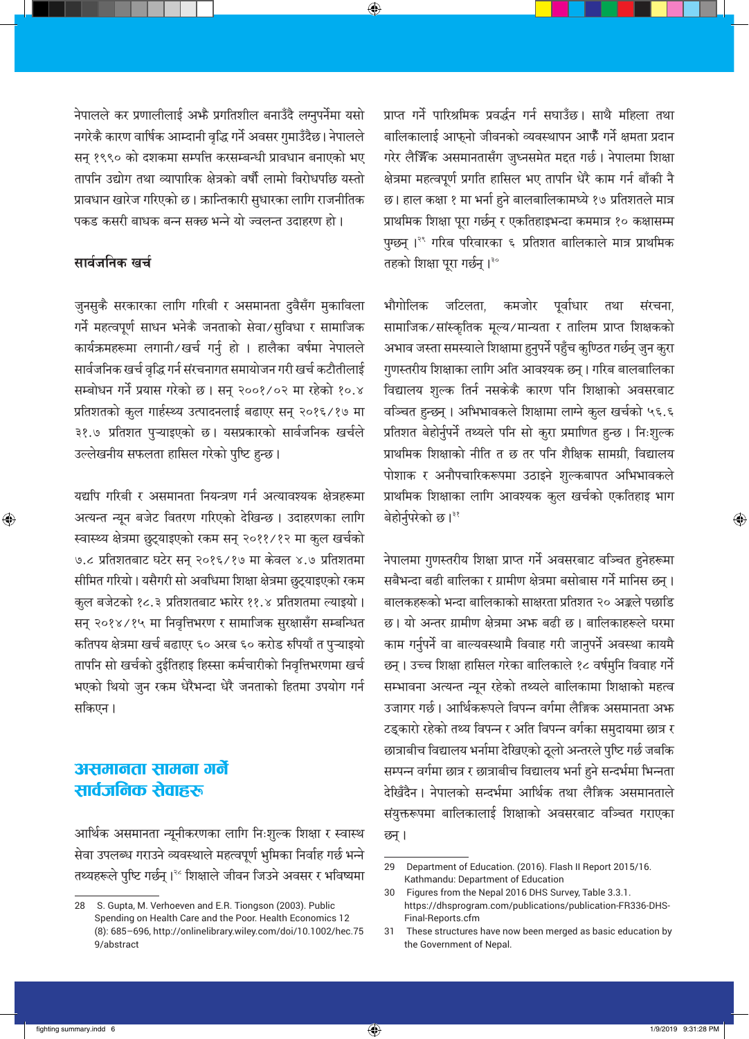नेपालले कर प्रणालीलाई अझै प्रगतिशील बनाउँदै लग्नुपर्नेमा यसो नगरेकै कारण वार्षिक आम्दानी वृद्धि गर्ने अवसर गुमाउँदैछ । नेपालले सन् १९९० को दशकमा सम्पत्ति करसम्बन्धी प्रावधान बनाएको भए तापनि उद्योग तथा व्यापारिक क्षेत्रको वर्षौं लामो विरोधपछि यस्तो प्रावधान खारेज गरिएको छ । क्रान्तिकारी सुधारका लागि राजनीतिक पकड कसरी बाधक बन्न सक्छ भन्ने यो ज्वलन्त उदाहरण हो ।

## सार्वजनिक खर्च

जुनसुकै सरकारका लागि गरिबी र असमानता दुवैसँग मुकाबिला गर्ने महत्वपूर्ण साधन भनेकै जनताको सेवा/सुविधा र सामाजिक कार्यक्रमहरूमा लगानी/खर्च गर्नु हो । हालैका वर्षमा नेपालले सार्वजनिक खर्च वृद्धि गर्न संरचनागत समायोजन गरी खर्च कटौतीलाई सम्बोधन गर्ने प्रयास गरेको छ । सन् २००१/०२ मा रहेको १०.४ प्रतिशतको कुल गार्हस्थ्य उत्पादनलाई बढाएर सन् २०१६/१७ मा ३१.७ प्रतिशत पुऱ्याइएको छ । यसप्रकारको सार्वजनिक खर्चले उल्लेखनीय सफलता हासिल गरेको पुष्टि हुन्छ ।

यद्यपि गरिबी र असमानता नियन्त्रण गर्न अत्यावश्यक क्षेत्रहरूमा अत्यन्त न्यून बजेट वितरण गरिएको देखिन्छ । उदाहरणका लागि स्वास्थ्य क्षेत्रमा छुट्याइएको रकम सन् २०११/१२ मा कुल खर्चको ७.८ प्रतिशतबाट घटेर सन् २०१६/१७ मा केवल ४.७ प्रतिशतमा सीमित गरियो । यसैगरी सो अवधिमा शिक्षा क्षेत्रमा छुट्याइएको रकम कुल बजेटको १८.३ प्रतिशतबाट झरेर ११.४ प्रतिशतमा ल्याइयो । सन् २०१४/१५ मा निवृत्तिभरण र सामाजिक सुरक्षासँग सम्बन्धित कतिपय क्षेत्रमा खर्च बढाएर ६० अरब ६० करोड रुपियाँ त पुऱ्याइयो तापनि सो खर्चको दुईतिहाइ हिस्सा कर्मचारीको निवृत्तिभरणमा खर्च भएको थियो जुन रकम धेरैभन्दा धेरै जनताको हितमा उपयोग गर्न सकिएन ।

## असमानता सामना गर्ने सार्वजनिक सेवाहरू

आर्थिक असमानता न्यूनीकरणका लागि निःशुल्क शिक्षा र स्वास्थ्य सेवा उपलब्ध गराउने व्यवस्थाले महत्वपूर्ण भुमिका निर्वाह गर्छ भन्ने तथ्यहरूले पुष्टि गर्छन् ।[28] शिक्षाले जीवन जिउने अवसर र भविष्यमा प्राप्त गर्ने पारिश्रमिक प्रवर्द्धन गर्न सघाउँछ । साथै महिला तथा बालिकालाई आफ्नो जीवनको व्यवस्थापन आफैं गर्ने क्षमता प्रदान गरेर लैङ्गिक असमानतासँग जुध्नसमेत मद्दत गर्छ । नेपालमा शिक्षा क्षेत्रमा महत्वपूर्ण प्रगति हासिल भए तापनि धेरै काम गर्न बाँकी नै छ । हाल कक्षा १ मा भर्ना हुने बालबालिकामध्ये १७ प्रतिशतले मात्र प्राथमिक शिक्षा पूरा गर्छन् र एकतिहाइभन्दा कममात्र १० कक्षासम्म पुग्छन् ।[29] गरिब परिवारका ६ प्रतिशत बालिकाले मात्र प्राथमिक तहको शिक्षा पूरा गर्छन् ।[30]

भौगोलिक जटिलता, कमजोर पूर्वाधार तथा संरचना, सामाजिक/सांस्कृतिक मूल्य/मान्यता र तालिम प्राप्त शिक्षकको अभाव जस्ता समस्याले शिक्षामा हुनुपर्ने पहुँच कुण्ठित गर्छन् जुन कुरा गुणस्तरीय शिक्षाका लागि अति आवश्यक छन् । गरिब बालबालिका विद्यालय शुल्क तिर्न नसकेकै कारण पनि शिक्षाको अवसरबाट वञ्चित हुन्छन् । अभिभावकले शिक्षामा लाग्ने कुल खर्चको ५६.६ प्रतिशत बेहोर्नुपर्ने तथ्यले पनि सो कुरा प्रमाणित हुन्छ । निःशुल्क प्राथमिक शिक्षाको नीति त छ तर पनि शैक्षिक सामग्री, विद्यालय पोशाक र अनौपचारिकरूपमा उठाइने शुल्कबापत अभिभावकले प्राथमिक शिक्षाका लागि आवश्यक कुल खर्चको एकतिहाइ भाग बेहोर्नुपरेको छ ।[31]

नेपालमा गुणस्तरीय शिक्षा प्राप्त गर्ने अवसरबाट वञ्चित हुनेहरूमा सबैभन्दा बढी बालिका र ग्रामीण क्षेत्रमा बसोबास गर्ने मानिस छन् । बालकहरूको भन्दा बालिकाको साक्षरता प्रतिशत २० अङ्कले पछाडि छ । यो अन्तर ग्रामीण क्षेत्रमा अझ बढी छ । बालिकाहरूले घरमा काम गर्नुपर्ने वा बाल्यवस्थामै विवाह गरी जानुपर्ने अवस्था कायमै छन् । उच्च शिक्षा हासिल गरेका बालिकाले १८ वर्षमुनि विवाह गर्ने सम्भावना अत्यन्त न्यून रहेको तथ्यले बालिकामा शिक्षाको महत्व उजागर गर्छ । आर्थिकरूपले विपन्न वर्गमा लैङ्गिक असमानता अझ टड्कारो रहेको तथ्य विपन्न र अति विपन्न वर्गका समुदायमा छात्र र छात्राबीच विद्यालय भर्नामा देखिएको ठूलो अन्तरले पुष्टि गर्छ जबकि सम्पन्न वर्गमा छात्र र छात्राबीच विद्यालय भर्ना हुने सन्दर्भमा भिन्नता देखिँदैन । नेपालको सन्दर्भमा आर्थिक तथा लैङ्गिक असमानताले संयुक्तरूपमा बालिकालाई शिक्षाको अवसरबाट वञ्चित गराएका छन् ।

---

28 S. Gupta, M. Verhoeven and E.R. Tiongson (2003). Public Spending on Health Care and the Poor. Health Economics 12 (8): 685–696, http://onlinelibrary.wiley.com/doi/10.1002/hec.759/abstract

29 Department of Education. (2016). Flash II Report 2015/16. Kathmandu: Department of Education

30 Figures from the Nepal 2016 DHS Survey, Table 3.3.1. https://dhsprogram.com/publications/publication-FR336-DHS-Final-Reports.cfm

31 These structures have now been merged as basic education by the Government of Nepal.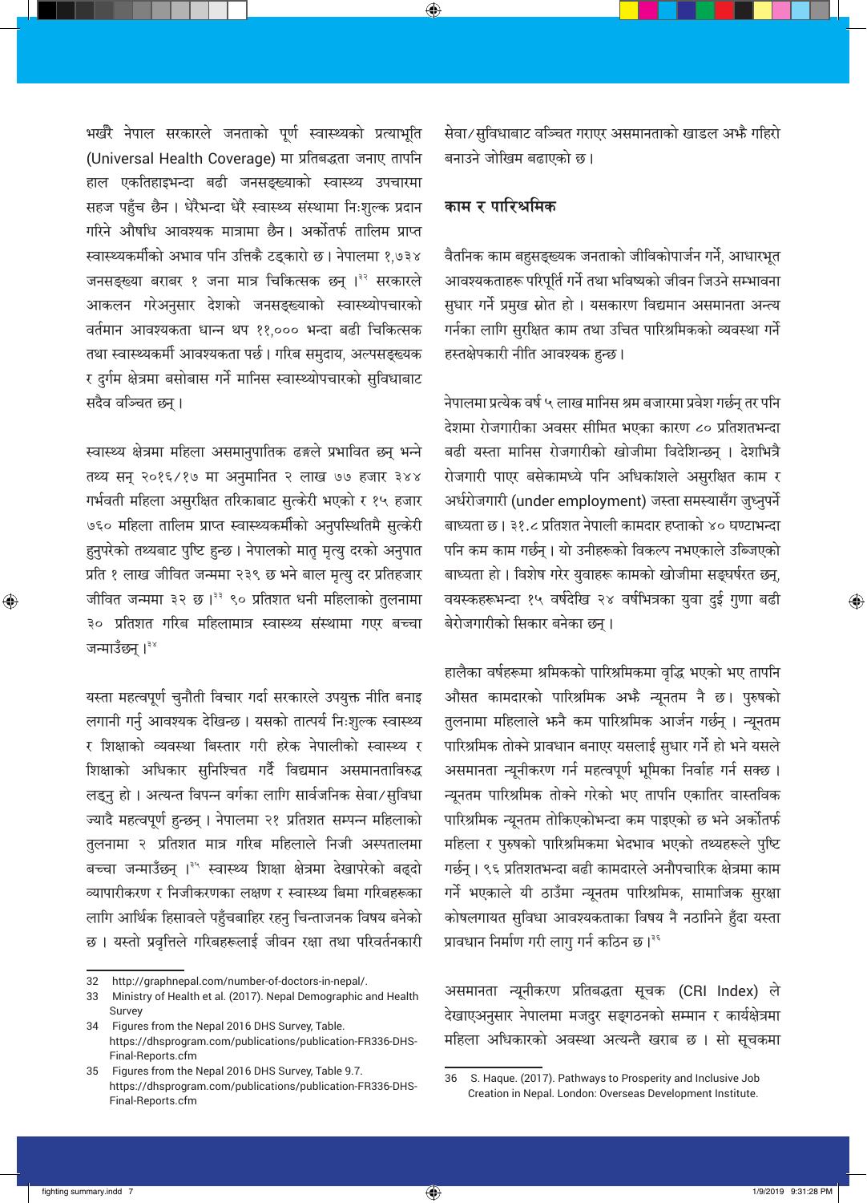भर्खरै नेपाल सरकारले जनताको पूर्ण स्वास्थ्यको प्रत्याभूति (Universal Health Coverage) मा प्रतिबद्धता जनाए तापनि हाल एकतिहाइभन्दा बढी जनसङ्ख्याको स्वास्थ्य उपचारमा सहज पहुँच छैन। धेरैभन्दा धेरै स्वास्थ्य संस्थामा निःशुल्क प्रदान गरिने औषधि आवश्यक मात्रामा छैन। अर्कोतर्फ तालिम प्राप्त स्वास्थ्यकर्मीको अभाव पनि उत्तिकै टड्कारो छ। नेपालमा १,७३४ जनसङ्ख्या बराबर १ जना मात्र चिकित्सक छन्।[32] सरकारले आकलन गरेअनुसार देशको जनसङ्ख्याको स्वास्थ्योपचारको वर्तमान आवश्यकता धान्न थप ११,००० भन्दा बढी चिकित्सक तथा स्वास्थ्यकर्मी आवश्यकता पर्छ। गरिब समुदाय, अल्पसङ्ख्यक र दुर्गम क्षेत्रमा बसोबास गर्ने मानिस स्वास्थ्योपचारको सुविधाबाट सदैव वञ्चित छन्।

स्वास्थ्य क्षेत्रमा महिला असमानुपातिक ढङ्गले प्रभावित छन् भन्ने तथ्य सन् २०१६/१७ मा अनुमानित २ लाख ७७ हजार ३४४ गर्भवती महिला असुरक्षित तरिकाबाट सुत्केरी भएको र १५ हजार ७६० महिला तालिम प्राप्त स्वास्थ्यकर्मीको अनुपस्थितिमै सुत्केरी हुनुपरेको तथ्यबाट पुष्टि हुन्छ। नेपालको मातृ मृत्यु दरको अनुपात प्रति १ लाख जीवित जन्ममा २३९ छ भने बाल मृत्यु दर प्रतिहजार जीवित जन्ममा ३२ छ।[33] ९० प्रतिशत धनी महिलाको तुलनामा ३० प्रतिशत गरिब महिलामात्र स्वास्थ्य संस्थामा गएर बच्चा जन्माउँछन्।[34]

यस्ता महत्वपूर्ण चुनौती विचार गर्दा सरकारले उपयुक्त नीति बनाइ लगानी गर्नु आवश्यक देखिन्छ। यसको तात्पर्य निःशुल्क स्वास्थ्य र शिक्षाको व्यवस्था बिस्तार गरी हरेक नेपालीको स्वास्थ्य र शिक्षाको अधिकार सुनिश्चित गर्दै विद्यमान असमानताविरुद्ध लड्नु हो। अत्यन्त विपन्न वर्गका लागि सार्वजनिक सेवा/सुविधा ज्यादै महत्वपूर्ण हुन्छन्। नेपालमा २१ प्रतिशत सम्पन्न महिलाको तुलनामा २ प्रतिशत मात्र गरिब महिलाले निजी अस्पतालमा बच्चा जन्माउँछन्।[35] स्वास्थ्य शिक्षा क्षेत्रमा देखापरेको बढ्दो व्यापारीकरण र निजीकरणका लक्षण र स्वास्थ्य बिमा गरिबहरूका लागि आर्थिक हिसावले पहुँचबाहिर रहनु चिन्ताजनक विषय बनेको छ। यस्तो प्रवृत्तिले गरिबहरूलाई जीवन रक्षा तथा परिवर्तनकारी सेवा/सुविधाबाट वञ्चित गराएर असमानताको खाडल अझै गहिरो बनाउने जोखिम बढाएको छ।

## काम र पारिश्रमिक

वैतनिक काम बहुसङ्ख्यक जनताको जीविकोपार्जन गर्ने, आधारभूत आवश्यकताहरू परिपूर्ति गर्ने तथा भविष्यको जीवन जिउने सम्भावना सुधार गर्ने प्रमुख स्रोत हो। यसकारण विद्यमान असमानता अन्त्य गर्नका लागि सुरक्षित काम तथा उचित पारिश्रमिकको व्यवस्था गर्ने हस्तक्षेपकारी नीति आवश्यक हुन्छ।

नेपालमा प्रत्येक वर्ष ५ लाख मानिस श्रम बजारमा प्रवेश गर्छन् तर पनि देशमा रोजगारीका अवसर सीमित भएका कारण ८० प्रतिशतभन्दा बढी यस्ता मानिस रोजगारीको खोजीमा विदेशिन्छन्। देशभित्रै रोजगारी पाएर बसेकामध्ये पनि अधिकांशले असुरक्षित काम र अर्धरोजगारी (under employment) जस्ता समस्यासँग जुध्नुपर्ने बाध्यता छ। ३१.८ प्रतिशत नेपाली कामदार हप्ताको ४० घण्टाभन्दा पनि कम काम गर्छन्। यो उनीहरूको विकल्प नभएकाले उब्जिएको बाध्यता हो। विशेष गरेर युवाहरू कामको खोजीमा सङ्घर्षरत छन्, वयस्कहरूभन्दा १५ वर्षदेखि २४ वर्षभित्रका युवा दुई गुणा बढी बेरोजगारीको सिकार बनेका छन्।

हालैका वर्षहरूमा श्रमिकको पारिश्रमिकमा वृद्धि भएको भए तापनि औसत कामदारको पारिश्रमिक अझै न्यूनतम नै छ। पुरुषको तुलनामा महिलाले झनै कम पारिश्रमिक आर्जन गर्छन्। न्यूनतम पारिश्रमिक तोक्ने प्रावधान बनाएर यसलाई सुधार गर्ने हो भने यसले असमानता न्यूनीकरण गर्न महत्वपूर्ण भूमिका निर्वाह गर्न सक्छ। न्यूनतम पारिश्रमिक तोक्ने गरेको भए तापनि एकातिर वास्तविक पारिश्रमिक न्यूनतम तोकिएकोभन्दा कम पाइएको छ भने अर्कोतर्फ महिला र पुरुषको पारिश्रमिकमा भेदभाव भएको तथ्यहरूले पुष्टि गर्छन्। ९६ प्रतिशतभन्दा बढी कामदारले अनौपचारिक क्षेत्रमा काम गर्ने भएकाले यी ठाउँमा न्यूनतम पारिश्रमिक, सामाजिक सुरक्षा कोषलगायत सुविधा आवश्यकताको विषय नै नठानिने हुँदा यस्ता प्रावधान निर्माण गरी लागु गर्न कठिन छ।[36]

असमानता न्यूनीकरण प्रतिबद्धता सूचक (CRI Index) ले देखाएअनुसार नेपालमा मजदुर सङ्गठनको सम्मान र कार्यक्षेत्रमा महिला अधिकारको अवस्था अत्यन्तै खराब छ। सो सूचकमा

---

32 http://graphnepal.com/number-of-doctors-in-nepal/.

33 Ministry of Health et al. (2017). Nepal Demographic and Health Survey

34 Figures from the Nepal 2016 DHS Survey, Table. https://dhsprogram.com/publications/publication-FR336-DHS-Final-Reports.cfm

35 Figures from the Nepal 2016 DHS Survey, Table 9.7. https://dhsprogram.com/publications/publication-FR336-DHS-Final-Reports.cfm

36 S. Haque. (2017). Pathways to Prosperity and Inclusive Job Creation in Nepal. London: Overseas Development Institute.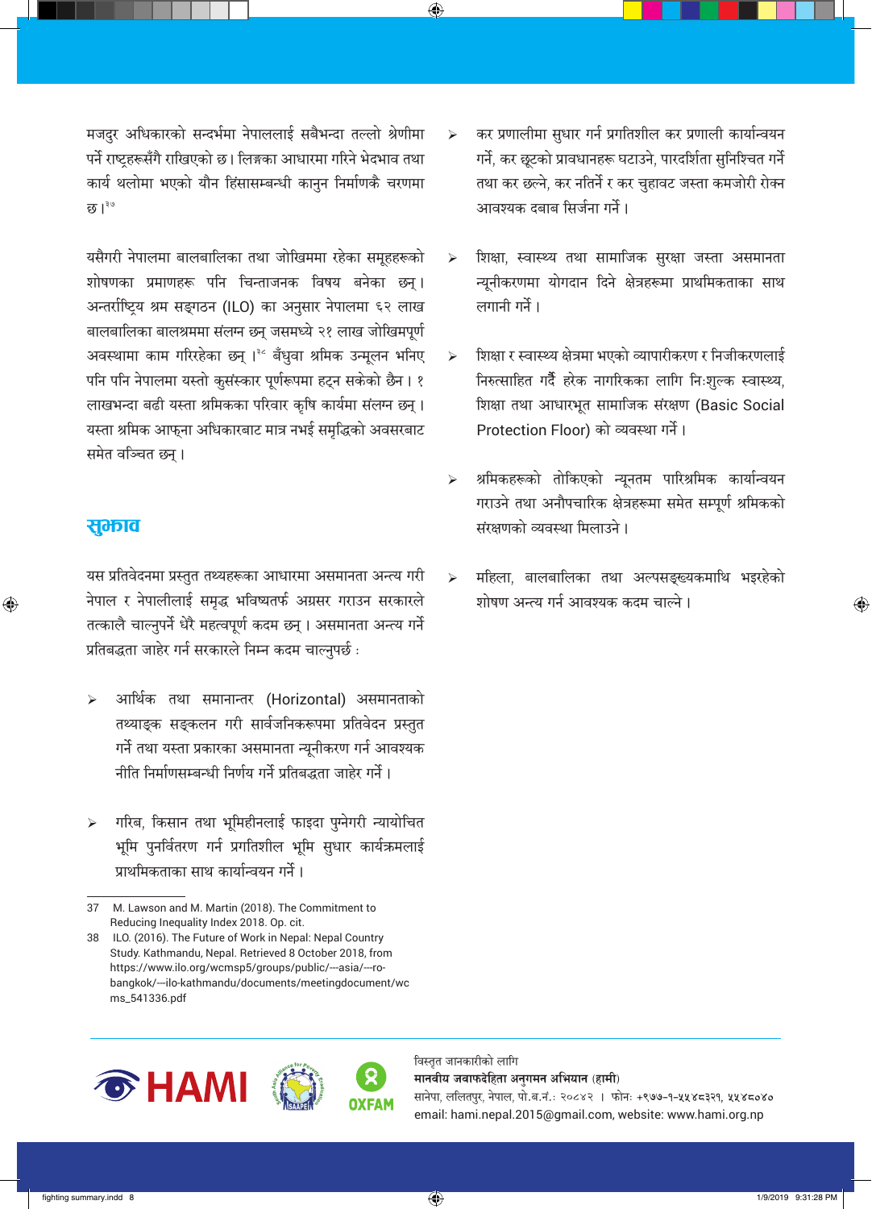मजदुर अधिकारको सन्दर्भमा नेपाललाई सबैभन्दा तल्लो श्रेणीमा पर्ने राष्ट्रहरूसँगै राखिएको छ। लिङ्गका आधारमा गरिने भेदभाव तथा कार्य थलोमा भएको यौन हिंसासम्बन्धी कानुन निर्माणकै चरणमा छ।[३७]

यसैगरी नेपालमा बालबालिका तथा जोखिममा रहेका समूहहरूको शोषणका प्रमाणहरू पनि चिन्ताजनक विषय बनेका छन्। अन्तर्राष्ट्रिय श्रम सङ्गठन (ILO) का अनुसार नेपालमा ६२ लाख बालबालिका बालश्रममा संलग्न छन् जसमध्ये २१ लाख जोखिमपूर्ण अवस्थामा काम गरिरहेका छन्।[३८] बँधुवा श्रमिक उन्मूलन भनिए पनि पनि नेपालमा यस्तो कुसंस्कार पूर्णरूपमा हट्न सकेको छैन। १ लाखभन्दा बढी यस्ता श्रमिकका परिवार कृषि कार्यमा संलग्न छन्। यस्ता श्रमिक आफ्ना अधिकारबाट मात्र नभई समृद्धिको अवसरबाट समेत वञ्चित छन्।

## सुझाव

यस प्रतिवेदनमा प्रस्तुत तथ्यहरूका आधारमा असमानता अन्त्य गरी नेपाल र नेपालीलाई समृद्ध भविष्यतर्फ अग्रसर गराउन सरकारले तत्कालै चाल्नुपर्ने धेरै महत्वपूर्ण कदम छन्। असमानता अन्त्य गर्ने प्रतिबद्धता जाहेर गर्न सरकारले निम्न कदम चाल्नुपर्छ :

- आर्थिक तथा समानान्तर (Horizontal) असमानताको तथ्याङ्क सङ्कलन गरी सार्वजनिकरूपमा प्रतिवेदन प्रस्तुत गर्ने तथा यस्ता प्रकारका असमानता न्यूनीकरण गर्न आवश्यक नीति निर्माणसम्बन्धी निर्णय गर्ने प्रतिबद्धता जाहेर गर्ने।
- गरिब, किसान तथा भूमिहीनलाई फाइदा पुग्नेगरी न्यायोचित भूमि पुनर्वितरण गर्न प्रगतिशील भूमि सुधार कार्यक्रमलाई प्राथमिकताका साथ कार्यान्वयन गर्ने।
- कर प्रणालीमा सुधार गर्न प्रगतिशील कर प्रणाली कार्यान्वयन गर्ने, कर छूटको प्रावधानहरू घटाउने, पारदर्शिता सुनिश्चित गर्ने तथा कर छल्ने, कर नतिर्ने र कर चुहावट जस्ता कमजोरी रोक्न आवश्यक दबाब सिर्जना गर्ने।
- शिक्षा, स्वास्थ्य तथा सामाजिक सुरक्षा जस्ता असमानता न्यूनीकरणमा योगदान दिने क्षेत्रहरूमा प्राथमिकताका साथ लगानी गर्ने।
- शिक्षा र स्वास्थ्य क्षेत्रमा भएको व्यापारीकरण र निजीकरणलाई निरुत्साहित गर्दै हरेक नागरिकका लागि निःशुल्क स्वास्थ्य, शिक्षा तथा आधारभूत सामाजिक संरक्षण (Basic Social Protection Floor) को व्यवस्था गर्ने।
- श्रमिकहरूको तोकिएको न्यूनतम पारिश्रमिक कार्यान्वयन गराउने तथा अनौपचारिक क्षेत्रहरूमा समेत सम्पूर्ण श्रमिकको संरक्षणको व्यवस्था मिलाउने।
- महिला, बालबालिका तथा अल्पसङ्ख्यकमाथि भइरहेको शोषण अन्त्य गर्न आवश्यक कदम चाल्ने।

---

37 M. Lawson and M. Martin (2018). The Commitment to Reducing Inequality Index 2018. Op. cit.

38 ILO. (2016). The Future of Work in Nepal: Nepal Country Study. Kathmandu, Nepal. Retrieved 8 October 2018, from https://www.ilo.org/wcmsp5/groups/public/---asia/---ro-bangkok/---ilo-kathmandu/documents/meetingdocument/wcms_541336.pdf

HAMI | SAAPE | OXFAM

विस्तृत जानकारीको लागि
**मानवीय जवाफदेहिता अनुगमन अभियान (हामी)**
सानेपा, ललितपुर, नेपाल, पो.ब.नं.: २०८४२ । फोनः +९७७-१-५५४८३२१, ५५४८०४०
email: hami.nepal.2015@gmail.com, website: www.hami.org.np